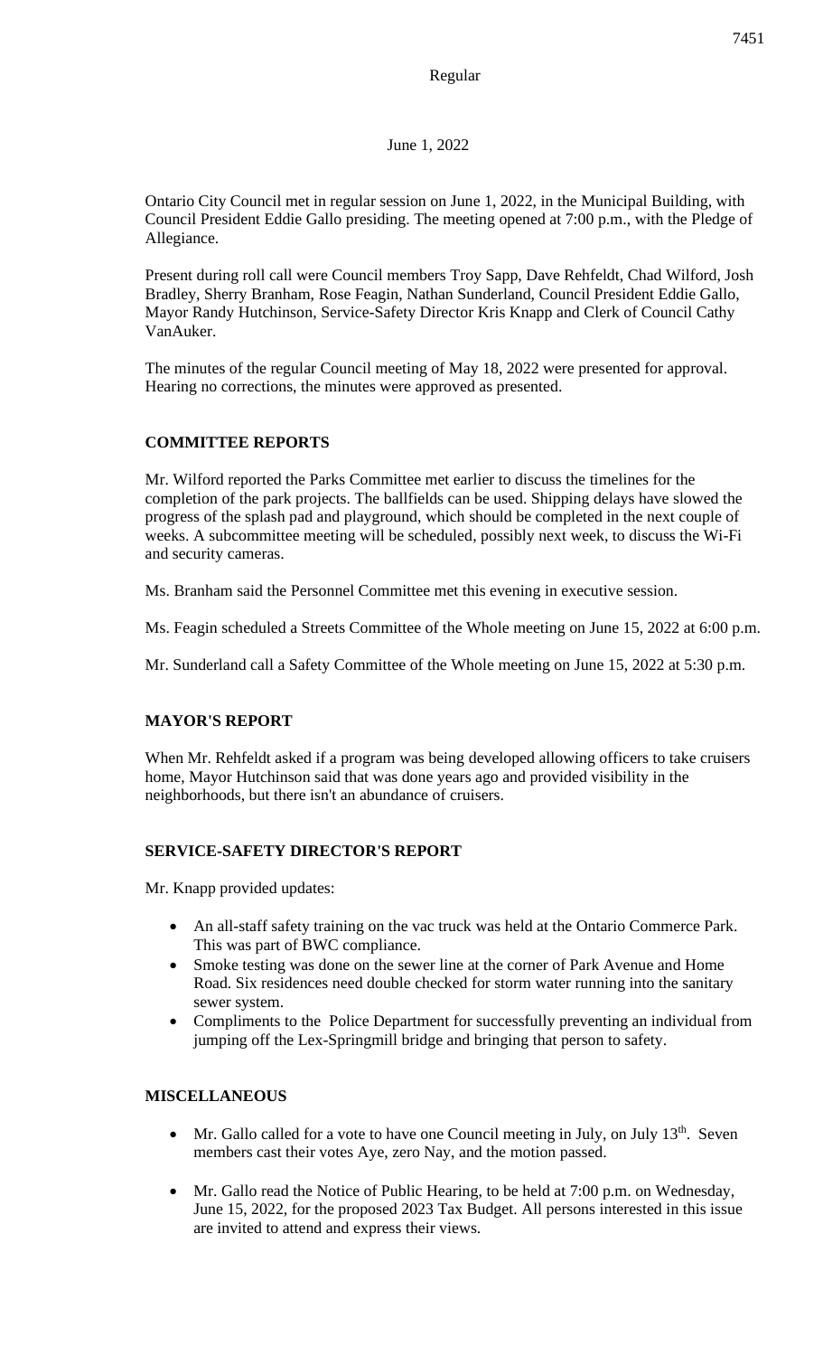Regular

June 1, 2022

Ontario City Council met in regular session on June 1, 2022, in the Municipal Building, with Council President Eddie Gallo presiding. The meeting opened at 7:00 p.m., with the Pledge of Allegiance.

Present during roll call were Council members Troy Sapp, Dave Rehfeldt, Chad Wilford, Josh Bradley, Sherry Branham, Rose Feagin, Nathan Sunderland, Council President Eddie Gallo, Mayor Randy Hutchinson, Service-Safety Director Kris Knapp and Clerk of Council Cathy VanAuker.

The minutes of the regular Council meeting of May 18, 2022 were presented for approval. Hearing no corrections, the minutes were approved as presented.

## COMMITTEE REPORTS

Mr. Wilford reported the Parks Committee met earlier to discuss the timelines for the completion of the park projects. The ballfields can be used. Shipping delays have slowed the progress of the splash pad and playground, which should be completed in the next couple of weeks. A subcommittee meeting will be scheduled, possibly next week, to discuss the Wi-Fi and security cameras.

Ms. Branham said the Personnel Committee met this evening in executive session.

Ms. Feagin scheduled a Streets Committee of the Whole meeting on June 15, 2022 at 6:00 p.m.

Mr. Sunderland call a Safety Committee of the Whole meeting on June 15, 2022 at 5:30 p.m.

## MAYOR'S REPORT

When Mr. Rehfeldt asked if a program was being developed allowing officers to take cruisers home, Mayor Hutchinson said that was done years ago and provided visibility in the neighborhoods, but there isn't an abundance of cruisers.

## SERVICE-SAFETY DIRECTOR'S REPORT

Mr. Knapp provided updates:

- An all-staff safety training on the vac truck was held at the Ontario Commerce Park. This was part of BWC compliance.
- Smoke testing was done on the sewer line at the corner of Park Avenue and Home Road. Six residences need double checked for storm water running into the sanitary sewer system.
- Compliments to the Police Department for successfully preventing an individual from jumping off the Lex-Springmill bridge and bringing that person to safety.

## MISCELLANEOUS

- Mr. Gallo called for a vote to have one Council meeting in July, on July 13th. Seven members cast their votes Aye, zero Nay, and the motion passed.
- Mr. Gallo read the Notice of Public Hearing, to be held at 7:00 p.m. on Wednesday, June 15, 2022, for the proposed 2023 Tax Budget. All persons interested in this issue are invited to attend and express their views.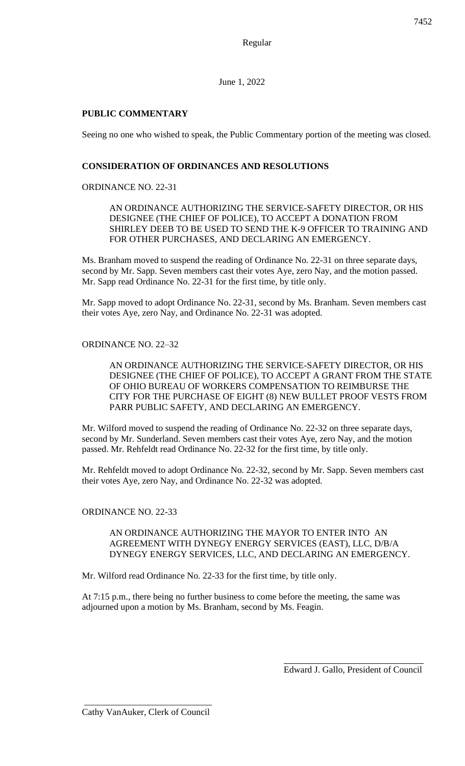Regular

June 1, 2022

**PUBLIC COMMENTARY**

Seeing no one who wished to speak, the Public Commentary portion of the meeting was closed.

**CONSIDERATION OF ORDINANCES AND RESOLUTIONS**

ORDINANCE NO. 22-31

AN ORDINANCE AUTHORIZING THE SERVICE-SAFETY DIRECTOR, OR HIS DESIGNEE (THE CHIEF OF POLICE), TO ACCEPT A DONATION FROM SHIRLEY DEEB TO BE USED TO SEND THE K-9 OFFICER TO TRAINING AND FOR OTHER PURCHASES, AND DECLARING AN EMERGENCY.

Ms. Branham moved to suspend the reading of Ordinance No. 22-31 on three separate days, second by Mr. Sapp. Seven members cast their votes Aye, zero Nay, and the motion passed. Mr. Sapp read Ordinance No. 22-31 for the first time, by title only.

Mr. Sapp moved to adopt Ordinance No. 22-31, second by Ms. Branham. Seven members cast their votes Aye, zero Nay, and Ordinance No. 22-31 was adopted.

ORDINANCE NO. 22–32

AN ORDINANCE AUTHORIZING THE SERVICE-SAFETY DIRECTOR, OR HIS DESIGNEE (THE CHIEF OF POLICE), TO ACCEPT A GRANT FROM THE STATE OF OHIO BUREAU OF WORKERS COMPENSATION TO REIMBURSE THE CITY FOR THE PURCHASE OF EIGHT (8) NEW BULLET PROOF VESTS FROM PARR PUBLIC SAFETY, AND DECLARING AN EMERGENCY.

Mr. Wilford moved to suspend the reading of Ordinance No. 22-32 on three separate days, second by Mr. Sunderland. Seven members cast their votes Aye, zero Nay, and the motion passed. Mr. Rehfeldt read Ordinance No. 22-32 for the first time, by title only.

Mr. Rehfeldt moved to adopt Ordinance No. 22-32, second by Mr. Sapp. Seven members cast their votes Aye, zero Nay, and Ordinance No. 22-32 was adopted.

ORDINANCE NO. 22-33

AN ORDINANCE AUTHORIZING THE MAYOR TO ENTER INTO AN AGREEMENT WITH DYNEGY ENERGY SERVICES (EAST), LLC, D/B/A DYNEGY ENERGY SERVICES, LLC, AND DECLARING AN EMERGENCY.

Mr. Wilford read Ordinance No. 22-33 for the first time, by title only.

At 7:15 p.m., there being no further business to come before the meeting, the same was adjourned upon a motion by Ms. Branham, second by Ms. Feagin.

\_\_\_\_\_\_\_\_\_\_\_\_\_\_\_\_\_\_\_\_\_\_\_\_\_\_\_\_\_\_
Edward J. Gallo, President of Council

\_\_\_\_\_\_\_\_\_\_\_\_\_\_\_\_\_\_\_\_\_\_\_\_\_\_\_\_\_\_
Cathy VanAuker, Clerk of Council